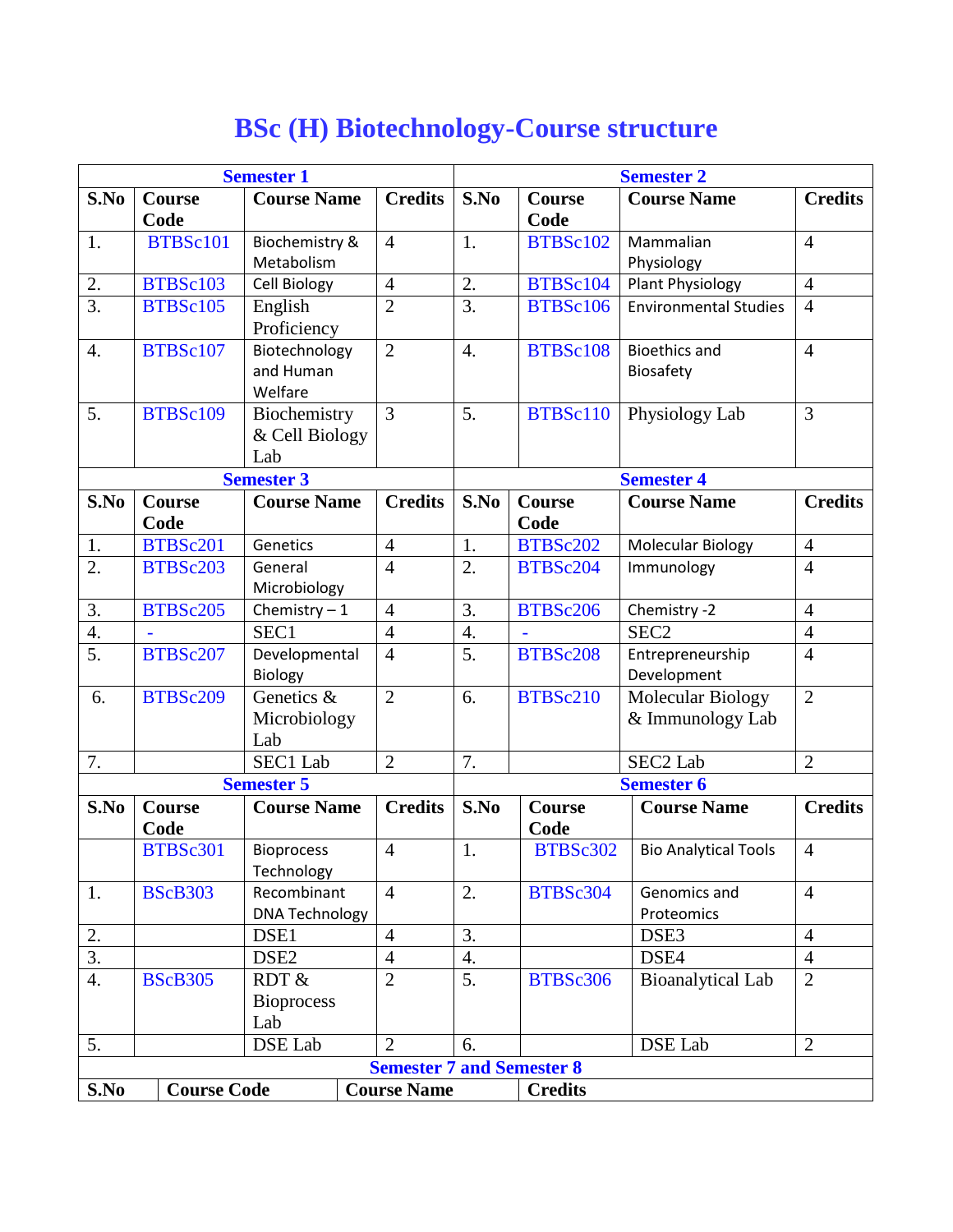# BSc (H) Biotechnology-Course structure

| Semester 1 | | | | Semester 2 | | | |
|---|---|---|---|---|---|---|---|
| S.No | Course Code | Course Name | Credits | S.No | Course Code | Course Name | Credits |
| 1. | BTBSc101 | Biochemistry & Metabolism | 4 | 1. | BTBSc102 | Mammalian Physiology | 4 |
| 2. | BTBSc103 | Cell Biology | 4 | 2. | BTBSc104 | Plant Physiology | 4 |
| 3. | BTBSc105 | English Proficiency | 2 | 3. | BTBSc106 | Environmental Studies | 4 |
| 4. | BTBSc107 | Biotechnology and Human Welfare | 2 | 4. | BTBSc108 | Bioethics and Biosafety | 4 |
| 5. | BTBSc109 | Biochemistry & Cell Biology Lab | 3 | 5. | BTBSc110 | Physiology Lab | 3 |
| **Semester 3** | | | | **Semester 4** | | | |
| S.No | Course Code | Course Name | Credits | S.No | Course Code | Course Name | Credits |
| 1. | BTBSc201 | Genetics | 4 | 1. | BTBSc202 | Molecular Biology | 4 |
| 2. | BTBSc203 | General Microbiology | 4 | 2. | BTBSc204 | Immunology | 4 |
| 3. | BTBSc205 | Chemistry – 1 | 4 | 3. | BTBSc206 | Chemistry -2 | 4 |
| 4. | - | SEC1 | 4 | 4. | - | SEC2 | 4 |
| 5. | BTBSc207 | Developmental Biology | 4 | 5. | BTBSc208 | Entrepreneurship Development | 4 |
| 6. | BTBSc209 | Genetics & Microbiology Lab | 2 | 6. | BTBSc210 | Molecular Biology & Immunology Lab | 2 |
| 7. | | SEC1 Lab | 2 | 7. | | SEC2 Lab | 2 |
| **Semester 5** | | | | **Semester 6** | | | |
| S.No | Course Code | Course Name | Credits | S.No | Course Code | Course Name | Credits |
| | BTBSc301 | Bioprocess Technology | 4 | 1. | BTBSc302 | Bio Analytical Tools | 4 |
| 1. | BScB303 | Recombinant DNA Technology | 4 | 2. | BTBSc304 | Genomics and Proteomics | 4 |
| 2. | | DSE1 | 4 | 3. | | DSE3 | 4 |
| 3. | | DSE2 | 4 | 4. | | DSE4 | 4 |
| 4. | BScB305 | RDT & Bioprocess Lab | 2 | 5. | BTBSc306 | Bioanalytical Lab | 2 |
| 5. | | DSE Lab | 2 | 6. | | DSE Lab | 2 |
| **Semester 7 and Semester 8** | | | | | | | |
| S.No | Course Code | Course Name | Credits | | | | |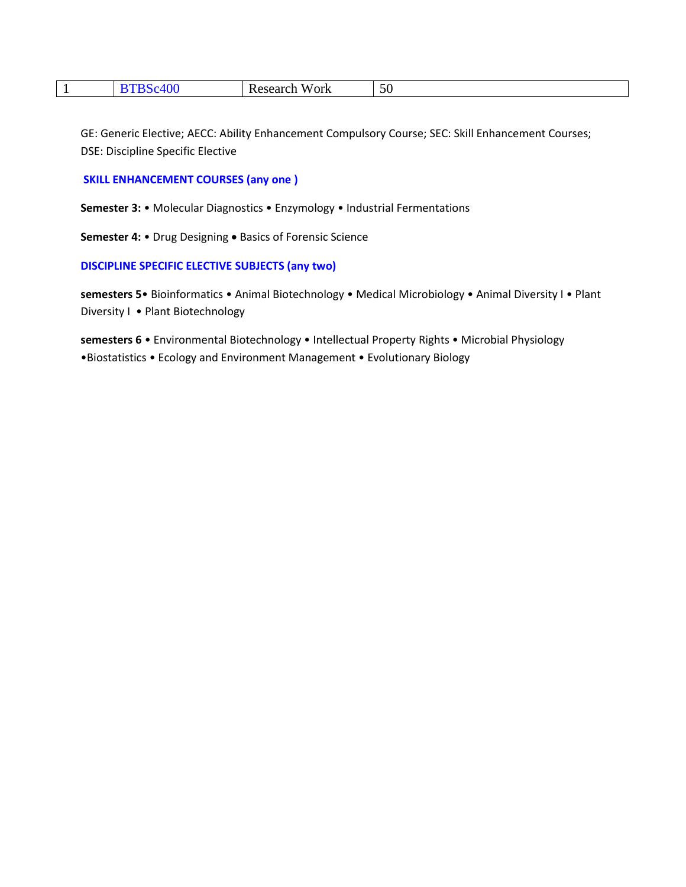| | | | |
|---|---|---|---|
| 1 | BTBSc400 | Research Work | 50 |

GE: Generic Elective; AECC: Ability Enhancement Compulsory Course; SEC: Skill Enhancement Courses; DSE: Discipline Specific Elective

**SKILL ENHANCEMENT COURSES (any one )**

**Semester 3:** • Molecular Diagnostics • Enzymology • Industrial Fermentations

**Semester 4:** • Drug Designing • Basics of Forensic Science

**DISCIPLINE SPECIFIC ELECTIVE SUBJECTS (any two)**

**semesters 5**• Bioinformatics • Animal Biotechnology • Medical Microbiology • Animal Diversity I • Plant Diversity I • Plant Biotechnology

**semesters 6** • Environmental Biotechnology • Intellectual Property Rights • Microbial Physiology •Biostatistics • Ecology and Environment Management • Evolutionary Biology